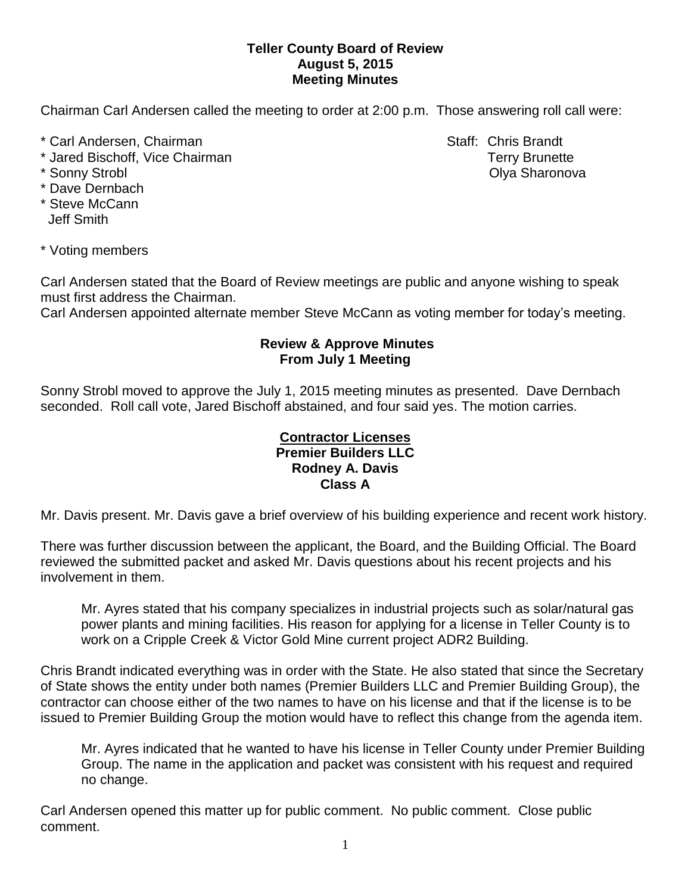**Teller County Board of Review**
**August 5, 2015**
**Meeting Minutes**

Chairman Carl Andersen called the meeting to order at 2:00 p.m. Those answering roll call were:

\* Carl Andersen, Chairman
\* Jared Bischoff, Vice Chairman
\* Sonny Strobl
\* Dave Dernbach
\* Steve McCann
Jeff Smith

Staff: Chris Brandt
Terry Brunette
Olya Sharonova

\* Voting members

Carl Andersen stated that the Board of Review meetings are public and anyone wishing to speak must first address the Chairman.
Carl Andersen appointed alternate member Steve McCann as voting member for today's meeting.

## Review & Approve Minutes From July 1 Meeting

Sonny Strobl moved to approve the July 1, 2015 meeting minutes as presented. Dave Dernbach seconded. Roll call vote, Jared Bischoff abstained, and four said yes. The motion carries.

## Contractor Licenses
### Premier Builders LLC
### Rodney A. Davis
### Class A

Mr. Davis present. Mr. Davis gave a brief overview of his building experience and recent work history.

There was further discussion between the applicant, the Board, and the Building Official. The Board reviewed the submitted packet and asked Mr. Davis questions about his recent projects and his involvement in them.

> Mr. Ayres stated that his company specializes in industrial projects such as solar/natural gas power plants and mining facilities. His reason for applying for a license in Teller County is to work on a Cripple Creek & Victor Gold Mine current project ADR2 Building.

Chris Brandt indicated everything was in order with the State. He also stated that since the Secretary of State shows the entity under both names (Premier Builders LLC and Premier Building Group), the contractor can choose either of the two names to have on his license and that if the license is to be issued to Premier Building Group the motion would have to reflect this change from the agenda item.

> Mr. Ayres indicated that he wanted to have his license in Teller County under Premier Building Group. The name in the application and packet was consistent with his request and required no change.

Carl Andersen opened this matter up for public comment. No public comment. Close public comment.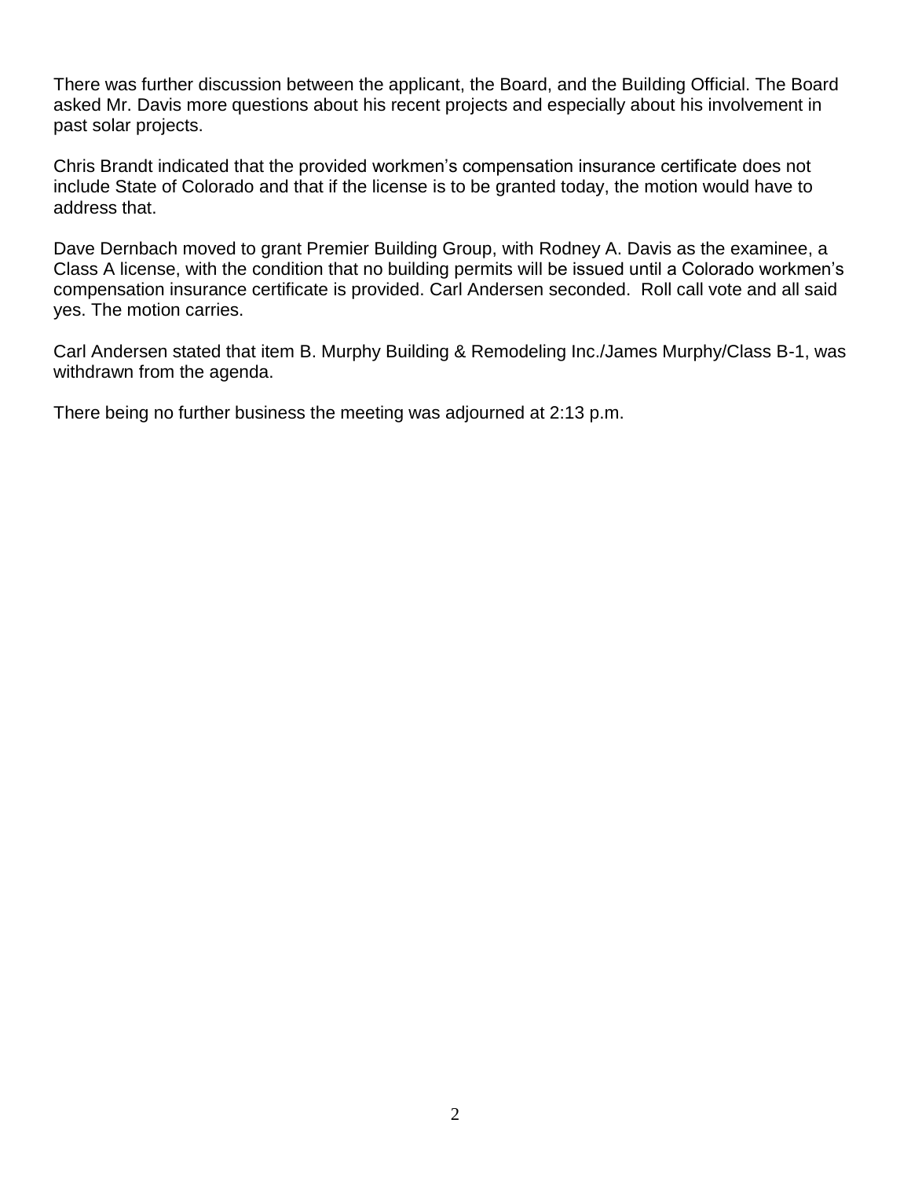There was further discussion between the applicant, the Board, and the Building Official. The Board asked Mr. Davis more questions about his recent projects and especially about his involvement in past solar projects.

Chris Brandt indicated that the provided workmen's compensation insurance certificate does not include State of Colorado and that if the license is to be granted today, the motion would have to address that.

Dave Dernbach moved to grant Premier Building Group, with Rodney A. Davis as the examinee, a Class A license, with the condition that no building permits will be issued until a Colorado workmen's compensation insurance certificate is provided. Carl Andersen seconded. Roll call vote and all said yes. The motion carries.

Carl Andersen stated that item B. Murphy Building & Remodeling Inc./James Murphy/Class B-1, was withdrawn from the agenda.

There being no further business the meeting was adjourned at 2:13 p.m.